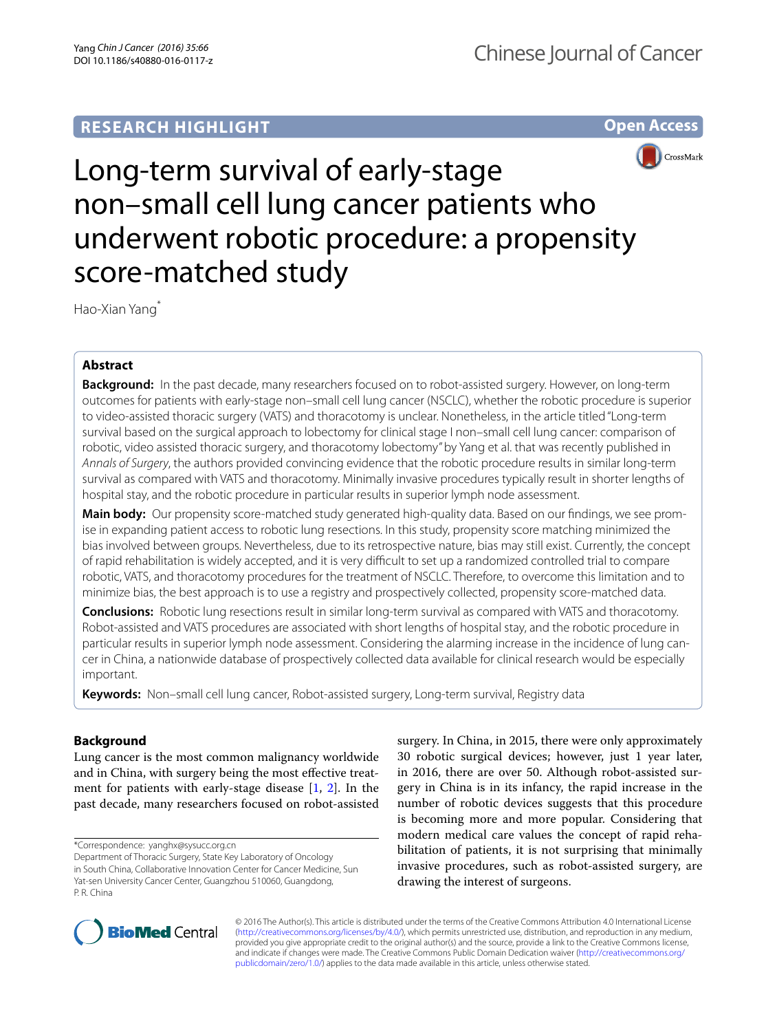RESEARCH HIGHLIGHT

Open Access

# Long-term survival of early-stage non–small cell lung cancer patients who underwent robotic procedure: a propensity score-matched study

Hao-Xian Yang*

## Abstract

**Background:** In the past decade, many researchers focused on to robot-assisted surgery. However, on long-term outcomes for patients with early-stage non–small cell lung cancer (NSCLC), whether the robotic procedure is superior to video-assisted thoracic surgery (VATS) and thoracotomy is unclear. Nonetheless, in the article titled "Long-term survival based on the surgical approach to lobectomy for clinical stage I non–small cell lung cancer: comparison of robotic, video assisted thoracic surgery, and thoracotomy lobectomy" by Yang et al. that was recently published in *Annals of Surgery*, the authors provided convincing evidence that the robotic procedure results in similar long-term survival as compared with VATS and thoracotomy. Minimally invasive procedures typically result in shorter lengths of hospital stay, and the robotic procedure in particular results in superior lymph node assessment.

**Main body:** Our propensity score-matched study generated high-quality data. Based on our findings, we see promise in expanding patient access to robotic lung resections. In this study, propensity score matching minimized the bias involved between groups. Nevertheless, due to its retrospective nature, bias may still exist. Currently, the concept of rapid rehabilitation is widely accepted, and it is very difficult to set up a randomized controlled trial to compare robotic, VATS, and thoracotomy procedures for the treatment of NSCLC. Therefore, to overcome this limitation and to minimize bias, the best approach is to use a registry and prospectively collected, propensity score-matched data.

**Conclusions:** Robotic lung resections result in similar long-term survival as compared with VATS and thoracotomy. Robot-assisted and VATS procedures are associated with short lengths of hospital stay, and the robotic procedure in particular results in superior lymph node assessment. Considering the alarming increase in the incidence of lung cancer in China, a nationwide database of prospectively collected data available for clinical research would be especially important.

**Keywords:** Non–small cell lung cancer, Robot-assisted surgery, Long-term survival, Registry data

## Background

Lung cancer is the most common malignancy worldwide and in China, with surgery being the most effective treatment for patients with early-stage disease [1, 2]. In the past decade, many researchers focused on robot-assisted surgery. In China, in 2015, there were only approximately 30 robotic surgical devices; however, just 1 year later, in 2016, there are over 50. Although robot-assisted surgery in China is in its infancy, the rapid increase in the number of robotic devices suggests that this procedure is becoming more and more popular. Considering that modern medical care values the concept of rapid rehabilitation of patients, it is not surprising that minimally invasive procedures, such as robot-assisted surgery, are drawing the interest of surgeons.

*Correspondence: yanghx@sysucc.org.cn
Department of Thoracic Surgery, State Key Laboratory of Oncology in South China, Collaborative Innovation Center for Cancer Medicine, Sun Yat-sen University Cancer Center, Guangzhou 510060, Guangdong, P. R. China

© 2016 The Author(s). This article is distributed under the terms of the Creative Commons Attribution 4.0 International License (http://creativecommons.org/licenses/by/4.0/), which permits unrestricted use, distribution, and reproduction in any medium, provided you give appropriate credit to the original author(s) and the source, provide a link to the Creative Commons license, and indicate if changes were made. The Creative Commons Public Domain Dedication waiver (http://creativecommons.org/publicdomain/zero/1.0/) applies to the data made available in this article, unless otherwise stated.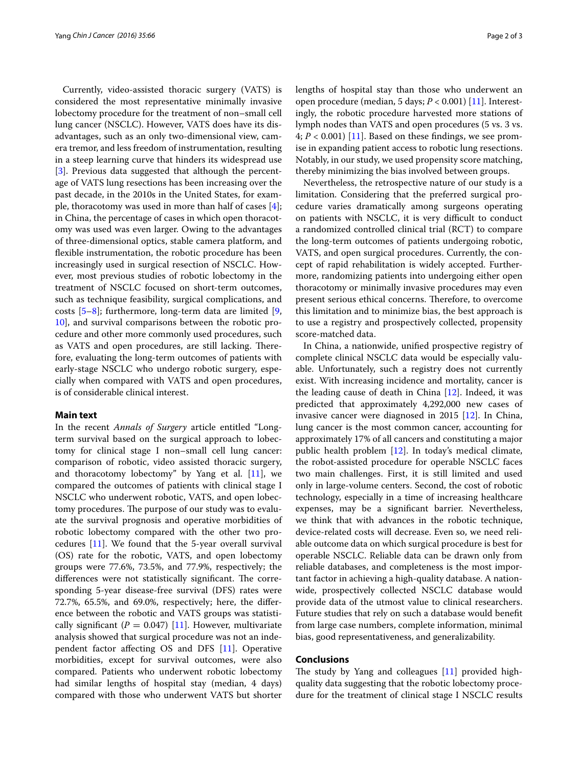Currently, video-assisted thoracic surgery (VATS) is considered the most representative minimally invasive lobectomy procedure for the treatment of non–small cell lung cancer (NSCLC). However, VATS does have its disadvantages, such as an only two-dimensional view, camera tremor, and less freedom of instrumentation, resulting in a steep learning curve that hinders its widespread use [3]. Previous data suggested that although the percentage of VATS lung resections has been increasing over the past decade, in the 2010s in the United States, for example, thoracotomy was used in more than half of cases [4]; in China, the percentage of cases in which open thoracotomy was used was even larger. Owing to the advantages of three-dimensional optics, stable camera platform, and flexible instrumentation, the robotic procedure has been increasingly used in surgical resection of NSCLC. However, most previous studies of robotic lobectomy in the treatment of NSCLC focused on short-term outcomes, such as technique feasibility, surgical complications, and costs [5–8]; furthermore, long-term data are limited [9, 10], and survival comparisons between the robotic procedure and other more commonly used procedures, such as VATS and open procedures, are still lacking. Therefore, evaluating the long-term outcomes of patients with early-stage NSCLC who undergo robotic surgery, especially when compared with VATS and open procedures, is of considerable clinical interest.

## Main text

In the recent *Annals of Surgery* article entitled "Long-term survival based on the surgical approach to lobectomy for clinical stage I non–small cell lung cancer: comparison of robotic, video assisted thoracic surgery, and thoracotomy lobectomy" by Yang et al. [11], we compared the outcomes of patients with clinical stage I NSCLC who underwent robotic, VATS, and open lobectomy procedures. The purpose of our study was to evaluate the survival prognosis and operative morbidities of robotic lobectomy compared with the other two procedures [11]. We found that the 5-year overall survival (OS) rate for the robotic, VATS, and open lobectomy groups were 77.6%, 73.5%, and 77.9%, respectively; the differences were not statistically significant. The corresponding 5-year disease-free survival (DFS) rates were 72.7%, 65.5%, and 69.0%, respectively; here, the difference between the robotic and VATS groups was statistically significant ($P = 0.047$) [11]. However, multivariate analysis showed that surgical procedure was not an independent factor affecting OS and DFS [11]. Operative morbidities, except for survival outcomes, were also compared. Patients who underwent robotic lobectomy had similar lengths of hospital stay (median, 4 days) compared with those who underwent VATS but shorter lengths of hospital stay than those who underwent an open procedure (median, 5 days; $P < 0.001$) [11]. Interestingly, the robotic procedure harvested more stations of lymph nodes than VATS and open procedures (5 vs. 3 vs. 4; $P < 0.001$) [11]. Based on these findings, we see promise in expanding patient access to robotic lung resections. Notably, in our study, we used propensity score matching, thereby minimizing the bias involved between groups.

Nevertheless, the retrospective nature of our study is a limitation. Considering that the preferred surgical procedure varies dramatically among surgeons operating on patients with NSCLC, it is very difficult to conduct a randomized controlled clinical trial (RCT) to compare the long-term outcomes of patients undergoing robotic, VATS, and open surgical procedures. Currently, the concept of rapid rehabilitation is widely accepted. Furthermore, randomizing patients into undergoing either open thoracotomy or minimally invasive procedures may even present serious ethical concerns. Therefore, to overcome this limitation and to minimize bias, the best approach is to use a registry and prospectively collected, propensity score-matched data.

In China, a nationwide, unified prospective registry of complete clinical NSCLC data would be especially valuable. Unfortunately, such a registry does not currently exist. With increasing incidence and mortality, cancer is the leading cause of death in China [12]. Indeed, it was predicted that approximately 4,292,000 new cases of invasive cancer were diagnosed in 2015 [12]. In China, lung cancer is the most common cancer, accounting for approximately 17% of all cancers and constituting a major public health problem [12]. In today's medical climate, the robot-assisted procedure for operable NSCLC faces two main challenges. First, it is still limited and used only in large-volume centers. Second, the cost of robotic technology, especially in a time of increasing healthcare expenses, may be a significant barrier. Nevertheless, we think that with advances in the robotic technique, device-related costs will decrease. Even so, we need reliable outcome data on which surgical procedure is best for operable NSCLC. Reliable data can be drawn only from reliable databases, and completeness is the most important factor in achieving a high-quality database. A nationwide, prospectively collected NSCLC database would provide data of the utmost value to clinical researchers. Future studies that rely on such a database would benefit from large case numbers, complete information, minimal bias, good representativeness, and generalizability.

## Conclusions

The study by Yang and colleagues [11] provided high-quality data suggesting that the robotic lobectomy procedure for the treatment of clinical stage I NSCLC results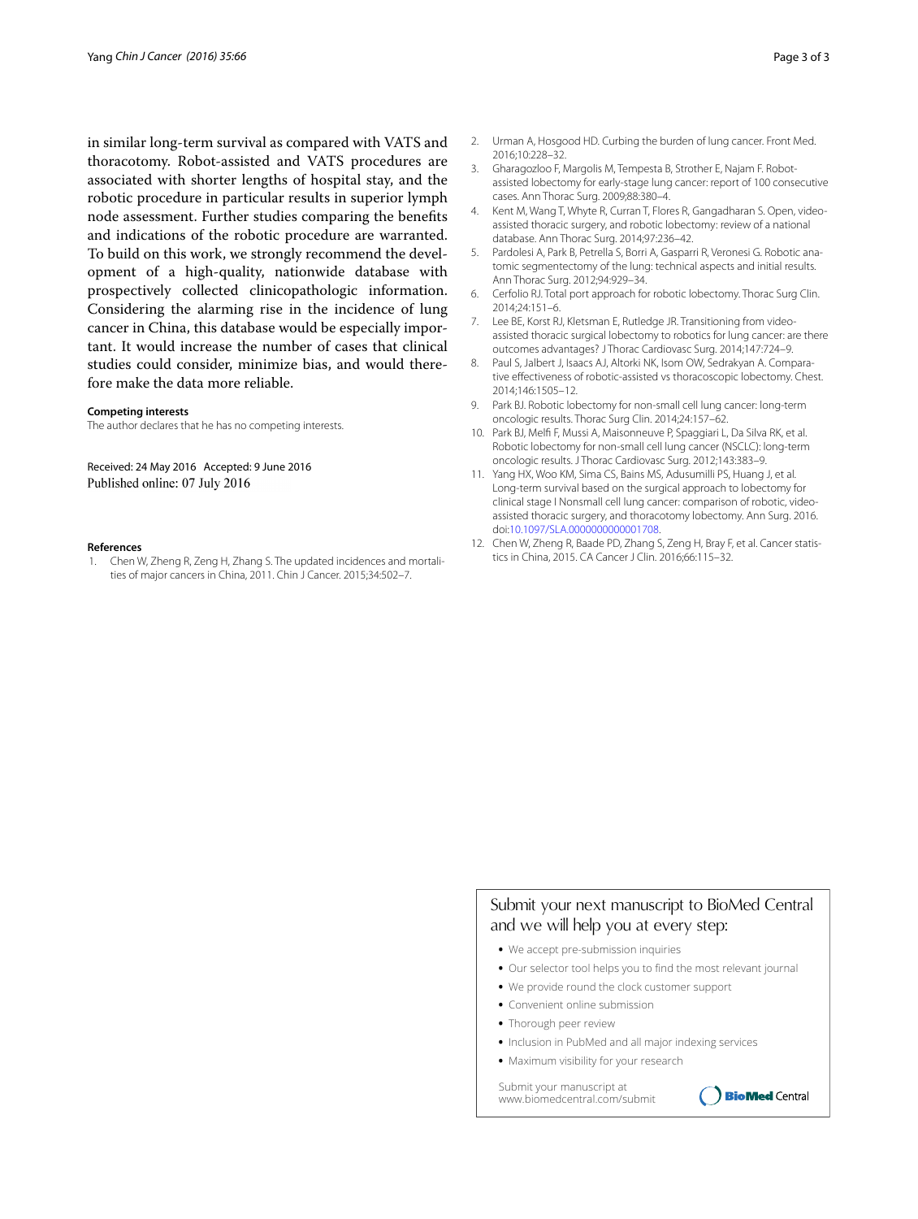in similar long-term survival as compared with VATS and thoracotomy. Robot-assisted and VATS procedures are associated with shorter lengths of hospital stay, and the robotic procedure in particular results in superior lymph node assessment. Further studies comparing the benefits and indications of the robotic procedure are warranted. To build on this work, we strongly recommend the development of a high-quality, nationwide database with prospectively collected clinicopathologic information. Considering the alarming rise in the incidence of lung cancer in China, this database would be especially important. It would increase the number of cases that clinical studies could consider, minimize bias, and would therefore make the data more reliable.

#### Competing interests

The author declares that he has no competing interests.

Received: 24 May 2016 Accepted: 9 June 2016
Published online: 07 July 2016

#### References

1. Chen W, Zheng R, Zeng H, Zhang S. The updated incidences and mortalities of major cancers in China, 2011. Chin J Cancer. 2015;34:502–7.
2. Urman A, Hosgood HD. Curbing the burden of lung cancer. Front Med. 2016;10:228–32.
3. Gharagozloo F, Margolis M, Tempesta B, Strother E, Najam F. Robot-assisted lobectomy for early-stage lung cancer: report of 100 consecutive cases. Ann Thorac Surg. 2009;88:380–4.
4. Kent M, Wang T, Whyte R, Curran T, Flores R, Gangadharan S. Open, video-assisted thoracic surgery, and robotic lobectomy: review of a national database. Ann Thorac Surg. 2014;97:236–42.
5. Pardolesi A, Park B, Petrella S, Borri A, Gasparri R, Veronesi G. Robotic anatomic segmentectomy of the lung: technical aspects and initial results. Ann Thorac Surg. 2012;94:929–34.
6. Cerfolio RJ. Total port approach for robotic lobectomy. Thorac Surg Clin. 2014;24:151–6.
7. Lee BE, Korst RJ, Kletsman E, Rutledge JR. Transitioning from video-assisted thoracic surgical lobectomy to robotics for lung cancer: are there outcomes advantages? J Thorac Cardiovasc Surg. 2014;147:724–9.
8. Paul S, Jalbert J, Isaacs AJ, Altorki NK, Isom OW, Sedrakyan A. Comparative effectiveness of robotic-assisted vs thoracoscopic lobectomy. Chest. 2014;146:1505–12.
9. Park BJ. Robotic lobectomy for non-small cell lung cancer: long-term oncologic results. Thorac Surg Clin. 2014;24:157–62.
10. Park BJ, Melfi F, Mussi A, Maisonneuve P, Spaggiari L, Da Silva RK, et al. Robotic lobectomy for non-small cell lung cancer (NSCLC): long-term oncologic results. J Thorac Cardiovasc Surg. 2012;143:383–9.
11. Yang HX, Woo KM, Sima CS, Bains MS, Adusumilli PS, Huang J, et al. Long-term survival based on the surgical approach to lobectomy for clinical stage I Nonsmall cell lung cancer: comparison of robotic, video-assisted thoracic surgery, and thoracotomy lobectomy. Ann Surg. 2016. doi:10.1097/SLA.0000000000001708.
12. Chen W, Zheng R, Baade PD, Zhang S, Zeng H, Bray F, et al. Cancer statistics in China, 2015. CA Cancer J Clin. 2016;66:115–32.